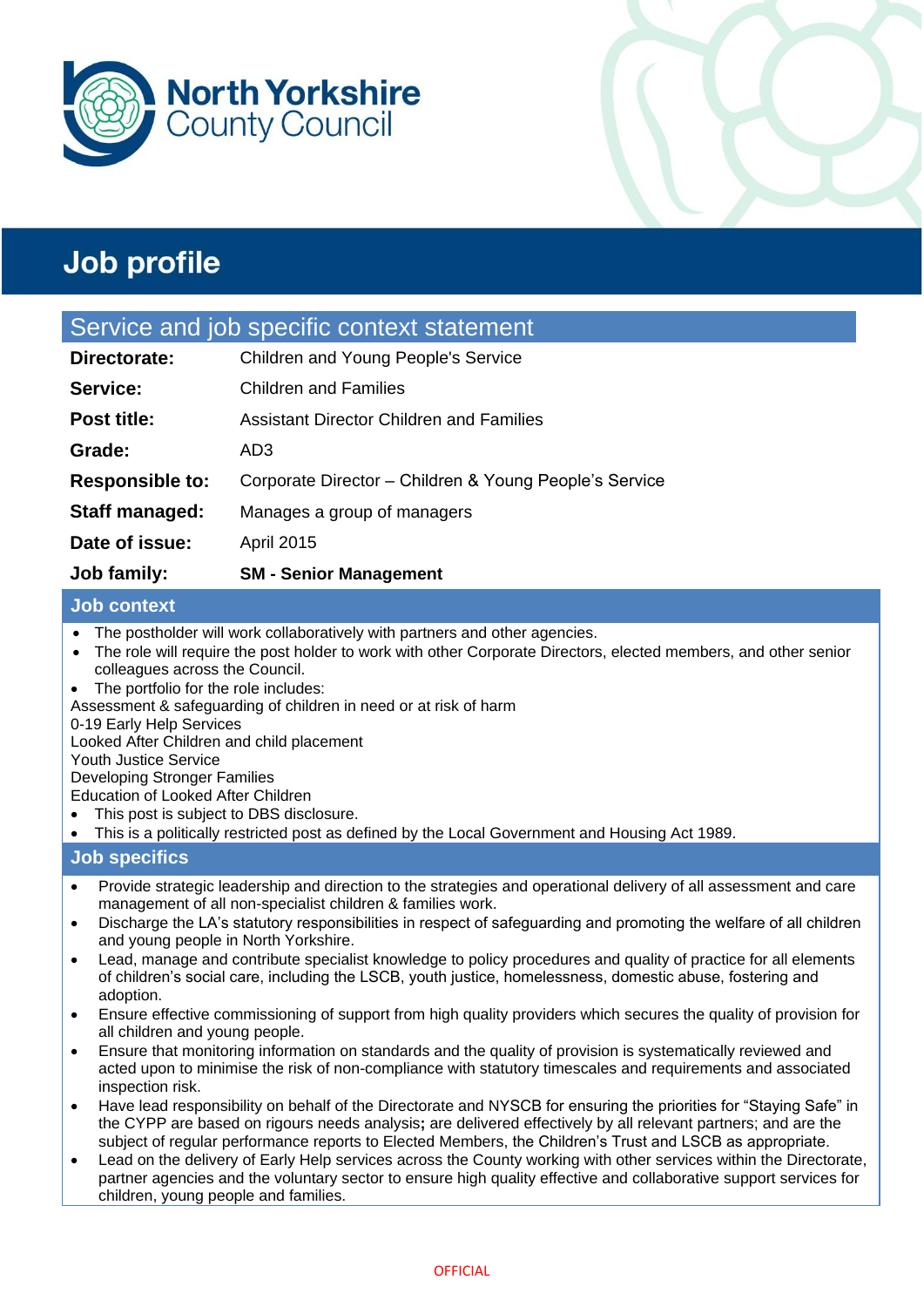North Yorkshire County Council

# Job profile

## Service and job specific context statement

| | |
|---|---|
| **Directorate:** | Children and Young People's Service |
| **Service:** | Children and Families |
| **Post title:** | Assistant Director Children and Families |
| **Grade:** | AD3 |
| **Responsible to:** | Corporate Director – Children & Young People's Service |
| **Staff managed:** | Manages a group of managers |
| **Date of issue:** | April 2015 |
| **Job family:** | **SM - Senior Management** |

## Job context

- The postholder will work collaboratively with partners and other agencies.
- The role will require the post holder to work with other Corporate Directors, elected members, and other senior colleagues across the Council.
- The portfolio for the role includes:

Assessment & safeguarding of children in need or at risk of harm
0-19 Early Help Services
Looked After Children and child placement
Youth Justice Service
Developing Stronger Families
Education of Looked After Children

- This post is subject to DBS disclosure.
- This is a politically restricted post as defined by the Local Government and Housing Act 1989.

## Job specifics

- Provide strategic leadership and direction to the strategies and operational delivery of all assessment and care management of all non-specialist children & families work.
- Discharge the LA's statutory responsibilities in respect of safeguarding and promoting the welfare of all children and young people in North Yorkshire.
- Lead, manage and contribute specialist knowledge to policy procedures and quality of practice for all elements of children's social care, including the LSCB, youth justice, homelessness, domestic abuse, fostering and adoption.
- Ensure effective commissioning of support from high quality providers which secures the quality of provision for all children and young people.
- Ensure that monitoring information on standards and the quality of provision is systematically reviewed and acted upon to minimise the risk of non-compliance with statutory timescales and requirements and associated inspection risk.
- Have lead responsibility on behalf of the Directorate and NYSCB for ensuring the priorities for "Staying Safe" in the CYPP are based on rigours needs analysis**;** are delivered effectively by all relevant partners; and are the subject of regular performance reports to Elected Members, the Children's Trust and LSCB as appropriate.
- Lead on the delivery of Early Help services across the County working with other services within the Directorate, partner agencies and the voluntary sector to ensure high quality effective and collaborative support services for children, young people and families.

OFFICIAL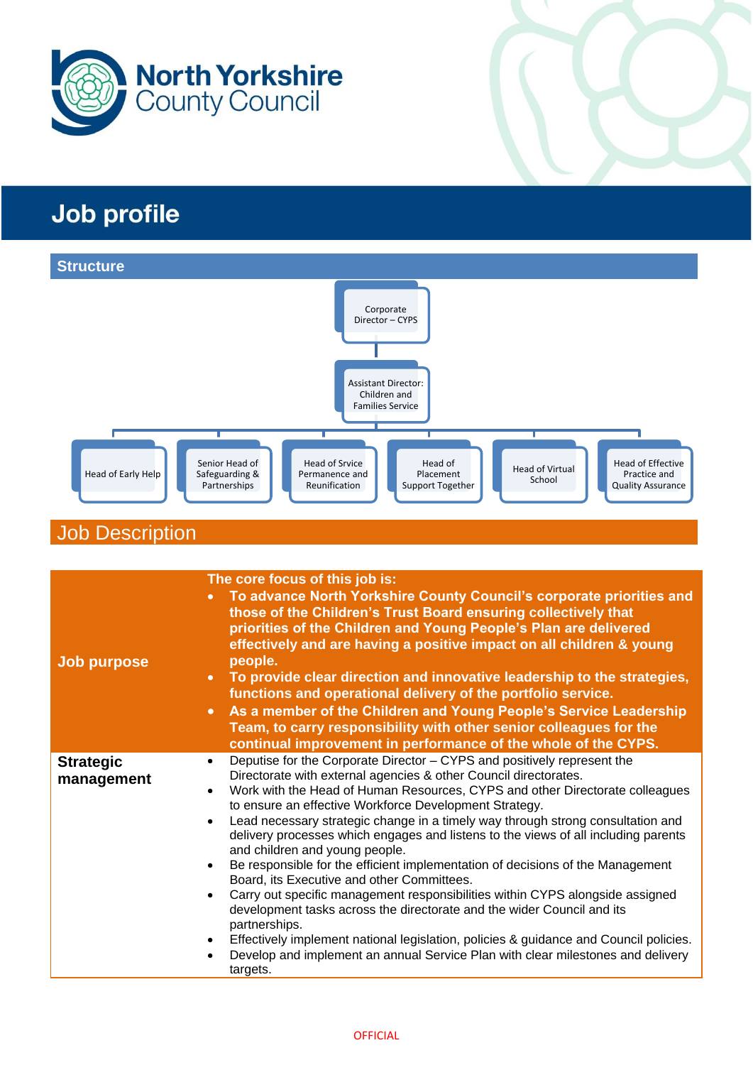North Yorkshire County Council

# Job profile

## Structure

- Corporate Director – CYPS
  - Assistant Director: Children and Families Service
    - Head of Early Help
    - Senior Head of Safeguarding & Partnerships
    - Head of Srvice Permanence and Reunification
    - Head of Placement Support Together
    - Head of Virtual School
    - Head of Effective Practice and Quality Assurance

## Job Description

| | |
|---|---|
| **Job purpose** | **The core focus of this job is:**<br>• **To advance North Yorkshire County Council's corporate priorities and those of the Children's Trust Board ensuring collectively that priorities of the Children and Young People's Plan are delivered effectively and are having a positive impact on all children & young people.**<br>• **To provide clear direction and innovative leadership to the strategies, functions and operational delivery of the portfolio service.**<br>• **As a member of the Children and Young People's Service Leadership Team, to carry responsibility with other senior colleagues for the continual improvement in performance of the whole of the CYPS.** |
| **Strategic management** | • Deputise for the Corporate Director – CYPS and positively represent the Directorate with external agencies & other Council directorates.<br>• Work with the Head of Human Resources, CYPS and other Directorate colleagues to ensure an effective Workforce Development Strategy.<br>• Lead necessary strategic change in a timely way through strong consultation and delivery processes which engages and listens to the views of all including parents and children and young people.<br>• Be responsible for the efficient implementation of decisions of the Management Board, its Executive and other Committees.<br>• Carry out specific management responsibilities within CYPS alongside assigned development tasks across the directorate and the wider Council and its partnerships.<br>• Effectively implement national legislation, policies & guidance and Council policies.<br>• Develop and implement an annual Service Plan with clear milestones and delivery targets. |

OFFICIAL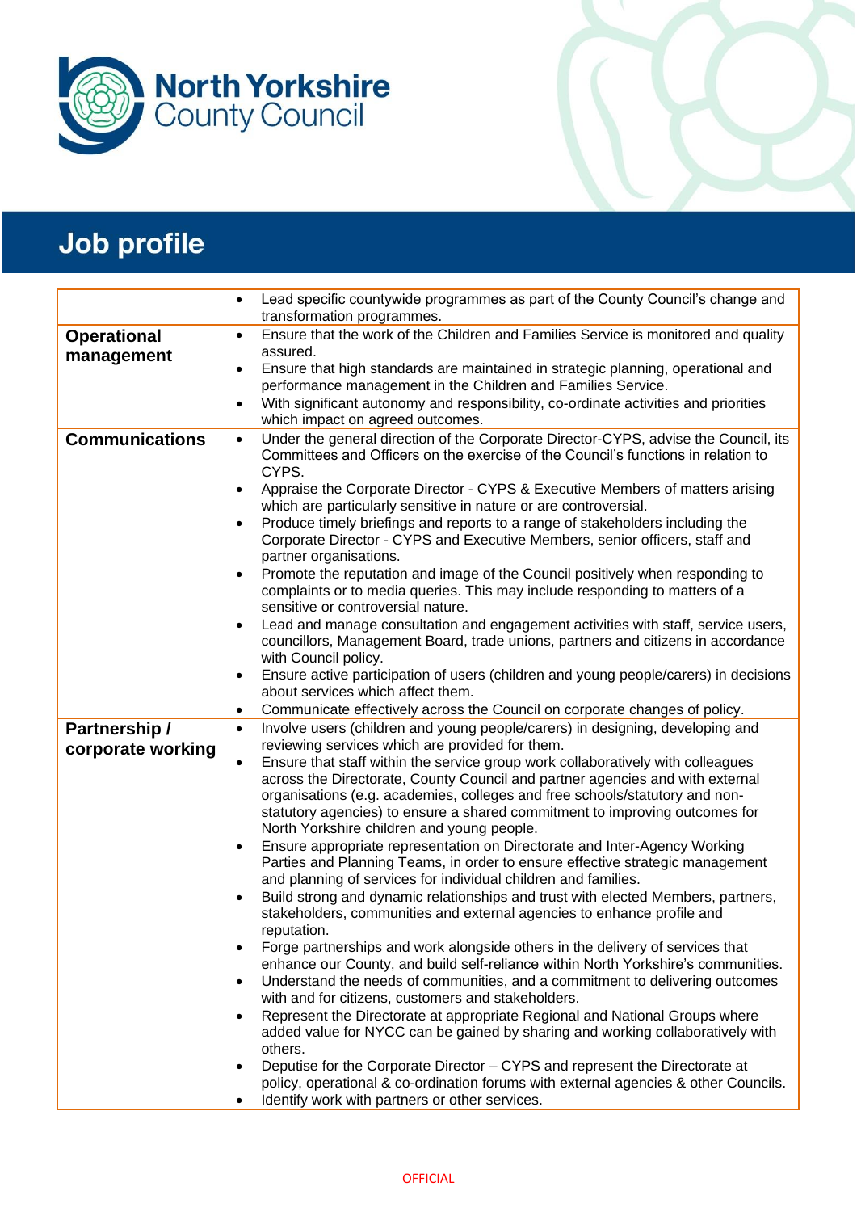# Job profile

| | |
|---|---|
| | • Lead specific countywide programmes as part of the County Council's change and transformation programmes. |
| **Operational management** | • Ensure that the work of the Children and Families Service is monitored and quality assured.<br>• Ensure that high standards are maintained in strategic planning, operational and performance management in the Children and Families Service.<br>• With significant autonomy and responsibility, co-ordinate activities and priorities which impact on agreed outcomes. |
| **Communications** | • Under the general direction of the Corporate Director-CYPS, advise the Council, its Committees and Officers on the exercise of the Council's functions in relation to CYPS.<br>• Appraise the Corporate Director - CYPS & Executive Members of matters arising which are particularly sensitive in nature or are controversial.<br>• Produce timely briefings and reports to a range of stakeholders including the Corporate Director - CYPS and Executive Members, senior officers, staff and partner organisations.<br>• Promote the reputation and image of the Council positively when responding to complaints or to media queries. This may include responding to matters of a sensitive or controversial nature.<br>• Lead and manage consultation and engagement activities with staff, service users, councillors, Management Board, trade unions, partners and citizens in accordance with Council policy.<br>• Ensure active participation of users (children and young people/carers) in decisions about services which affect them.<br>• Communicate effectively across the Council on corporate changes of policy. |
| **Partnership / corporate working** | • Involve users (children and young people/carers) in designing, developing and reviewing services which are provided for them.<br>• Ensure that staff within the service group work collaboratively with colleagues across the Directorate, County Council and partner agencies and with external organisations (e.g. academies, colleges and free schools/statutory and non-statutory agencies) to ensure a shared commitment to improving outcomes for North Yorkshire children and young people.<br>• Ensure appropriate representation on Directorate and Inter-Agency Working Parties and Planning Teams, in order to ensure effective strategic management and planning of services for individual children and families.<br>• Build strong and dynamic relationships and trust with elected Members, partners, stakeholders, communities and external agencies to enhance profile and reputation.<br>• Forge partnerships and work alongside others in the delivery of services that enhance our County, and build self-reliance within North Yorkshire's communities.<br>• Understand the needs of communities, and a commitment to delivering outcomes with and for citizens, customers and stakeholders.<br>• Represent the Directorate at appropriate Regional and National Groups where added value for NYCC can be gained by sharing and working collaboratively with others.<br>• Deputise for the Corporate Director – CYPS and represent the Directorate at policy, operational & co-ordination forums with external agencies & other Councils.<br>• Identify work with partners or other services. |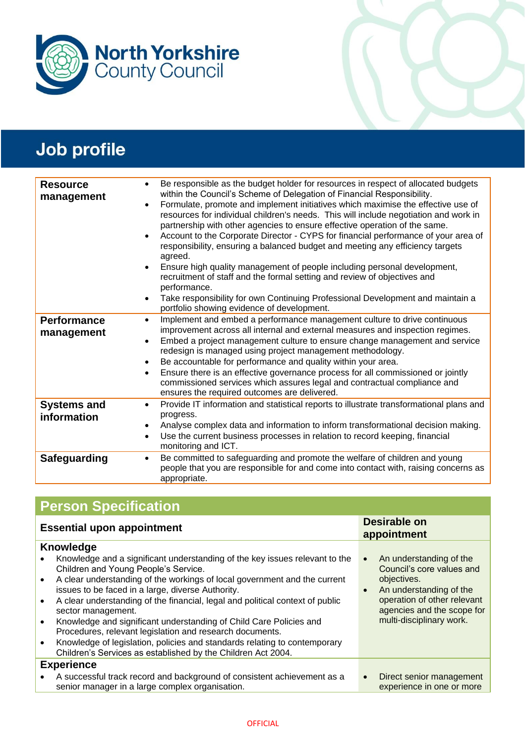North Yorkshire County Council

# Job profile

| | |
|---|---|
| **Resource management** | • Be responsible as the budget holder for resources in respect of allocated budgets within the Council's Scheme of Delegation of Financial Responsibility.<br>• Formulate, promote and implement initiatives which maximise the effective use of resources for individual children's needs. This will include negotiation and work in partnership with other agencies to ensure effective operation of the same.<br>• Account to the Corporate Director - CYPS for financial performance of your area of responsibility, ensuring a balanced budget and meeting any efficiency targets agreed.<br>• Ensure high quality management of people including personal development, recruitment of staff and the formal setting and review of objectives and performance.<br>• Take responsibility for own Continuing Professional Development and maintain a portfolio showing evidence of development. |
| **Performance management** | • Implement and embed a performance management culture to drive continuous improvement across all internal and external measures and inspection regimes.<br>• Embed a project management culture to ensure change management and service redesign is managed using project management methodology.<br>• Be accountable for performance and quality within your area.<br>• Ensure there is an effective governance process for all commissioned or jointly commissioned services which assures legal and contractual compliance and ensures the required outcomes are delivered. |
| **Systems and information** | • Provide IT information and statistical reports to illustrate transformational plans and progress.<br>• Analyse complex data and information to inform transformational decision making.<br>• Use the current business processes in relation to record keeping, financial monitoring and ICT. |
| **Safeguarding** | • Be committed to safeguarding and promote the welfare of children and young people that you are responsible for and come into contact with, raising concerns as appropriate. |

## Person Specification

| Essential upon appointment | Desirable on appointment |
|---|---|
| **Knowledge**<br>• Knowledge and a significant understanding of the key issues relevant to the Children and Young People's Service.<br>• A clear understanding of the workings of local government and the current issues to be faced in a large, diverse Authority.<br>• A clear understanding of the financial, legal and political context of public sector management.<br>• Knowledge and significant understanding of Child Care Policies and Procedures, relevant legislation and research documents.<br>• Knowledge of legislation, policies and standards relating to contemporary Children's Services as established by the Children Act 2004. | • An understanding of the Council's core values and objectives.<br>• An understanding of the operation of other relevant agencies and the scope for multi-disciplinary work. |
| **Experience**<br>• A successful track record and background of consistent achievement as a senior manager in a large complex organisation. | • Direct senior management experience in one or more |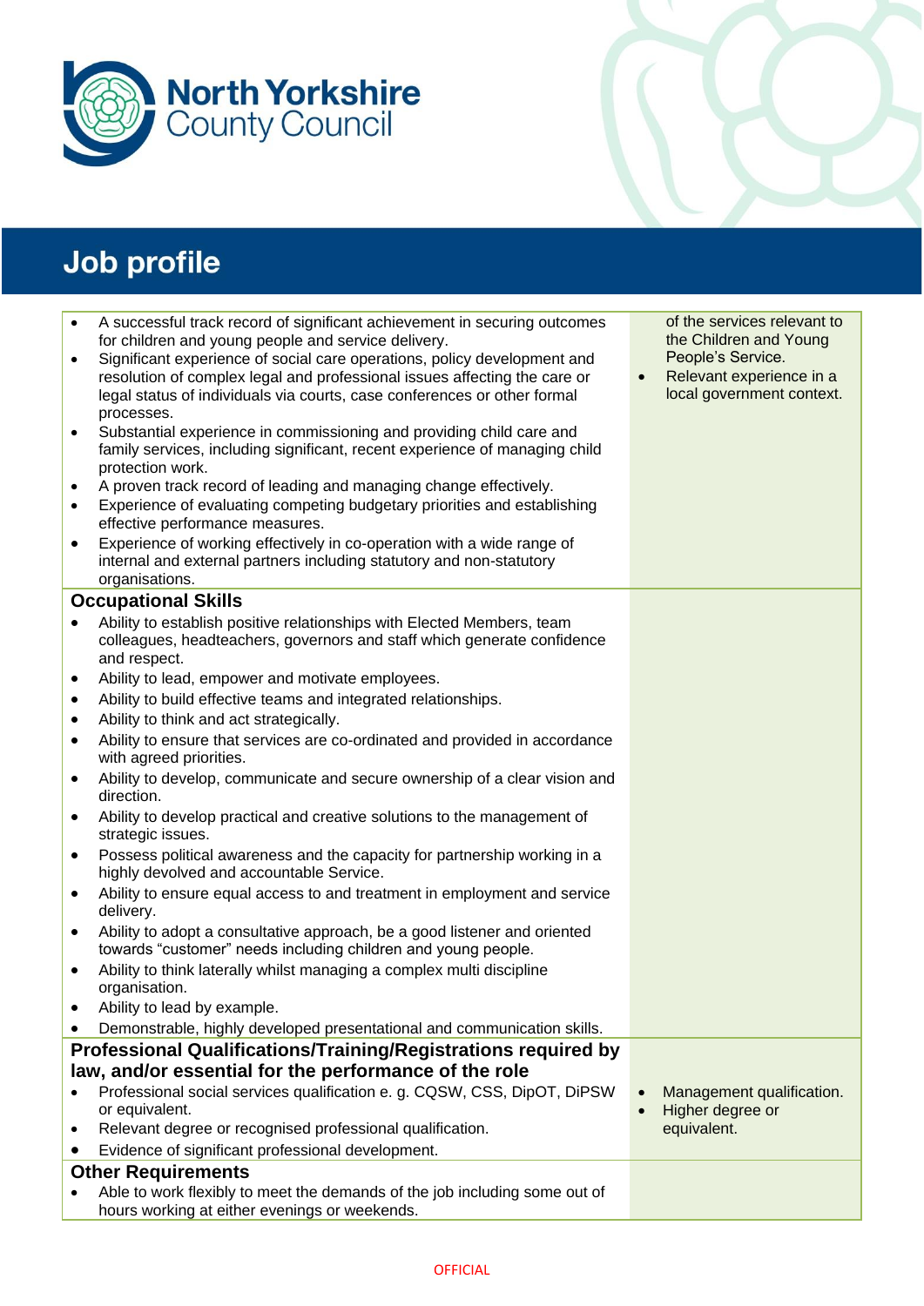# Job profile

| | |
|---|---|
| • A successful track record of significant achievement in securing outcomes for children and young people and service delivery.<br>• Significant experience of social care operations, policy development and resolution of complex legal and professional issues affecting the care or legal status of individuals via courts, case conferences or other formal processes.<br>• Substantial experience in commissioning and providing child care and family services, including significant, recent experience of managing child protection work.<br>• A proven track record of leading and managing change effectively.<br>• Experience of evaluating competing budgetary priorities and establishing effective performance measures.<br>• Experience of working effectively in co-operation with a wide range of internal and external partners including statutory and non-statutory organisations. | of the services relevant to the Children and Young People's Service.<br>• Relevant experience in a local government context. |
| **Occupational Skills**<br>• Ability to establish positive relationships with Elected Members, team colleagues, headteachers, governors and staff which generate confidence and respect.<br>• Ability to lead, empower and motivate employees.<br>• Ability to build effective teams and integrated relationships.<br>• Ability to think and act strategically.<br>• Ability to ensure that services are co-ordinated and provided in accordance with agreed priorities.<br>• Ability to develop, communicate and secure ownership of a clear vision and direction.<br>• Ability to develop practical and creative solutions to the management of strategic issues.<br>• Possess political awareness and the capacity for partnership working in a highly devolved and accountable Service.<br>• Ability to ensure equal access to and treatment in employment and service delivery.<br>• Ability to adopt a consultative approach, be a good listener and oriented towards "customer" needs including children and young people.<br>• Ability to think laterally whilst managing a complex multi discipline organisation.<br>• Ability to lead by example.<br>• Demonstrable, highly developed presentational and communication skills. | |
| **Professional Qualifications/Training/Registrations required by law, and/or essential for the performance of the role**<br>• Professional social services qualification e. g. CQSW, CSS, DipOT, DiPSW or equivalent.<br>• Relevant degree or recognised professional qualification.<br>• Evidence of significant professional development. | • Management qualification.<br>• Higher degree or equivalent. |
| **Other Requirements**<br>• Able to work flexibly to meet the demands of the job including some out of hours working at either evenings or weekends. | |

OFFICIAL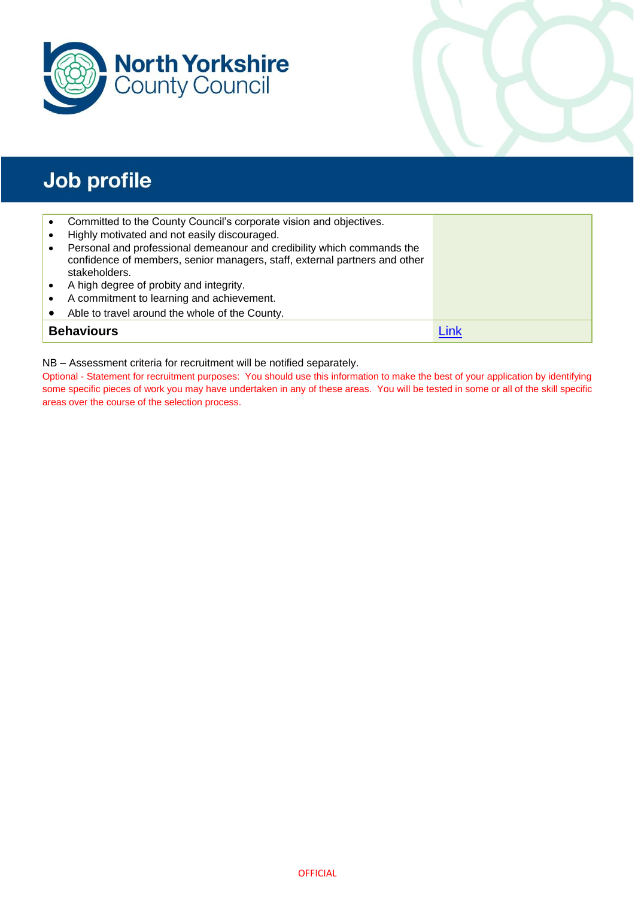# Job profile

| | |
|---|---|
| • Committed to the County Council's corporate vision and objectives.<br>• Highly motivated and not easily discouraged.<br>• Personal and professional demeanour and credibility which commands the confidence of members, senior managers, staff, external partners and other stakeholders.<br>• A high degree of probity and integrity.<br>• A commitment to learning and achievement.<br>• Able to travel around the whole of the County. | |
| **Behaviours** | Link |

NB – Assessment criteria for recruitment will be notified separately.

Optional - Statement for recruitment purposes: You should use this information to make the best of your application by identifying some specific pieces of work you may have undertaken in any of these areas. You will be tested in some or all of the skill specific areas over the course of the selection process.